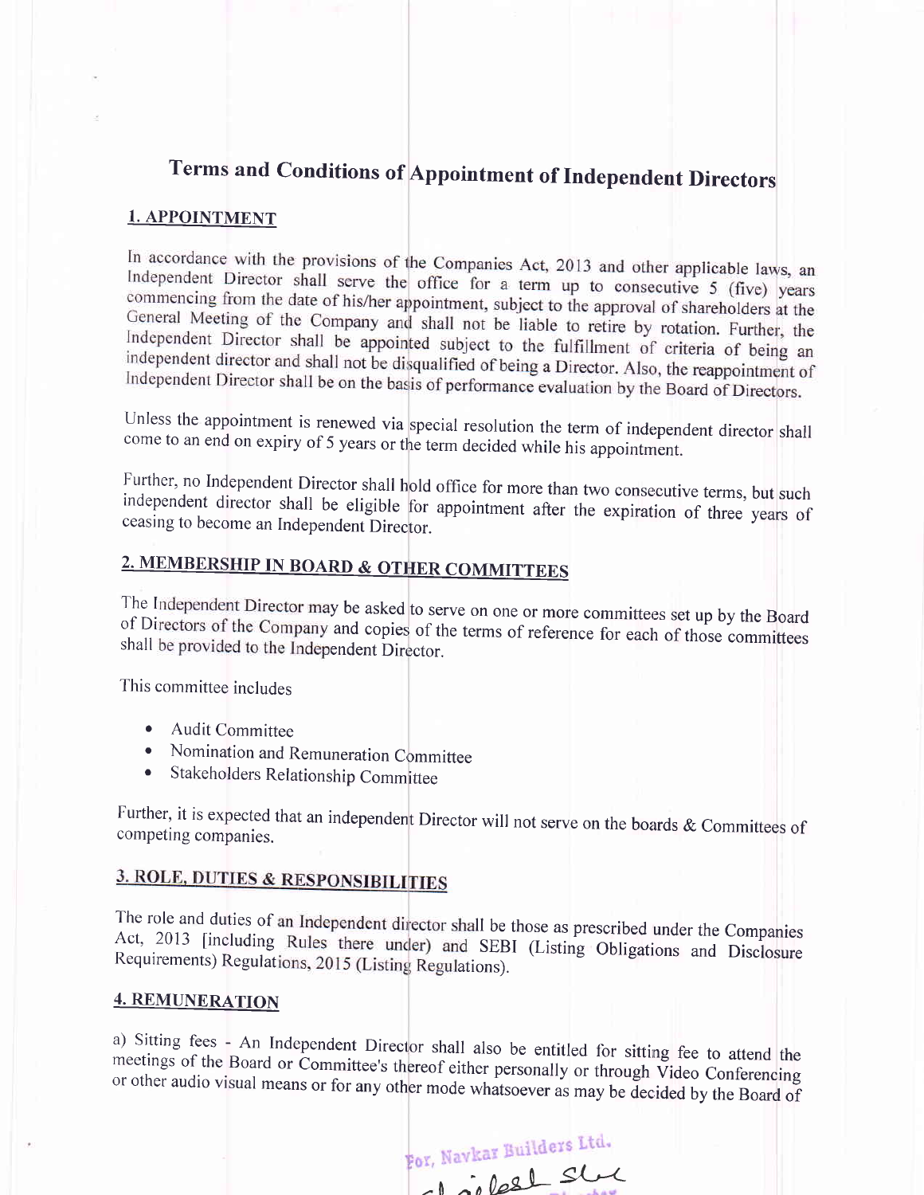# Terms and Conditions of Appointment of Independent Directors

## 1. APPOINTMENT

In accordance with the provisions of the Companies Act, 2013 and other applicable laws, an Independent Director shall serve the office for a term up to consecutive 5 (five) years commencing from the date of his/her appointment, subject to the approval of shareholders at the General Meeting of the Company and shall not be liable to retire by rotation. Further, the Independent Director shall be appointed subject to the fulfillment of criteria of being an independent director and shall not be disqualified of being a Director. Also, the reappointment of Independent Director shall be on the basis of performance evaluation by the Board of Directors.

Unless the appointment is renewed via special resolution the term of independent director shall come to an end on expiry of 5 years or the term decided while his appointment.

Further, no Independent Director shall hold office for more than two consecutive terms, but such independent director shall be eligible for appointment after the expiration of three years of ceasing to become an Independent Director.

## 2. MEMBERSHIP IN BOARD & OTHER COMMITTEES

The Independent Director may be asked to serve on one or more committees set up by the Board of Directors of the Company and copies of the terms of reference for each of those committees shall be provided to the Independent Director.

This committee includes

- Audit Committee
- Nomination and Remuneration Committee
- Stakeholders Relationship Committee

Further, it is expected that an independent Director will not serve on the boards & Committees of competing companies.

## 3. ROLE, DUTIES & RESPONSIBILITIES

The role and duties of an Independent director shall be those as prescribed under the Companies Act, 2013 [including Rules there under) and SEBI (Listing Obligations and Disclosure Requirements) Regulations, 2015 (Listing Regulations).

## 4. REMUNERATION

a) Sitting fees - An Independent Director shall also be entitled for sitting fee to attend the meetings of the Board or Committee's thereof either personally or through Video Conferencing or other audio visual means or for any other mode whatsoever as may be decided by the Board of

For, Navkar Builders Ltd.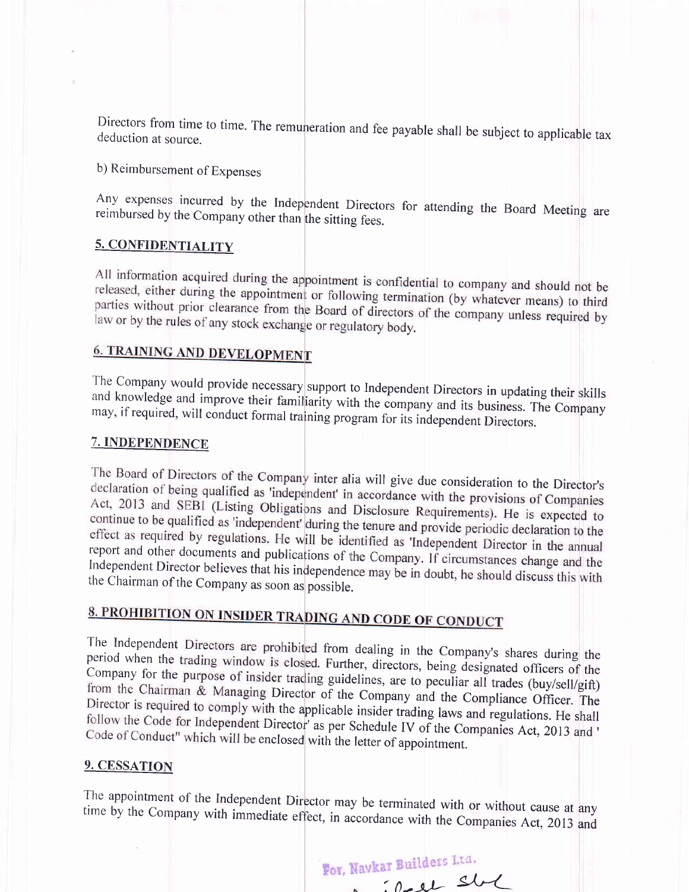Directors from time to time. The remuneration and fee payable shall be subject to applicable tax deduction at source.

b) Reimbursement of Expenses

Any expenses incurred by the Independent Directors for attending the Board Meeting are reimbursed by the Company other than the sitting fees.

## 5. CONFIDENTIALITY

All information acquired during the appointment is confidential to company and should not be released, either during the appointment or following termination (by whatever means) to third parties without prior clearance from the Board of directors of the company unless required by law or by the rules of any stock exchange or regulatory body.

## 6. TRAINING AND DEVELOPMENT

The Company would provide necessary support to Independent Directors in updating their skills and knowledge and improve their familiarity with the company and its business. The Company may, if required, will conduct formal training program for its independent Directors.

## 7. INDEPENDENCE

The Board of Directors of the Company inter alia will give due consideration to the Director's declaration of being qualified as 'independent' in accordance with the provisions of Companies Act, 2013 and SEBI (Listing Obligations and Disclosure Requirements). He is expected to continue to be qualified as 'independent' during the tenure and provide periodic declaration to the effect as required by regulations. He will be identified as 'Independent Director in the annual report and other documents and publications of the Company. If circumstances change and the Independent Director believes that his independence may be in doubt, he should discuss this with the Chairman of the Company as soon as possible.

## 8. PROHIBITION ON INSIDER TRADING AND CODE OF CONDUCT

The Independent Directors are prohibited from dealing in the Company's shares during the period when the trading window is closed. Further, directors, being designated officers of the Company for the purpose of insider trading guidelines, are to peculiar all trades (buy/sell/gift) from the Chairman & Managing Director of the Company and the Compliance Officer. The Director is required to comply with the applicable insider trading laws and regulations. He shall follow the Code for Independent Director' as per Schedule IV of the Companies Act, 2013 and ' Code of Conduct" which will be enclosed with the letter of appointment.

## 9. CESSATION

The appointment of the Independent Director may be terminated with or without cause at any time by the Company with immediate effect, in accordance with the Companies Act, 2013 and

For, Navkar Builders Ltd.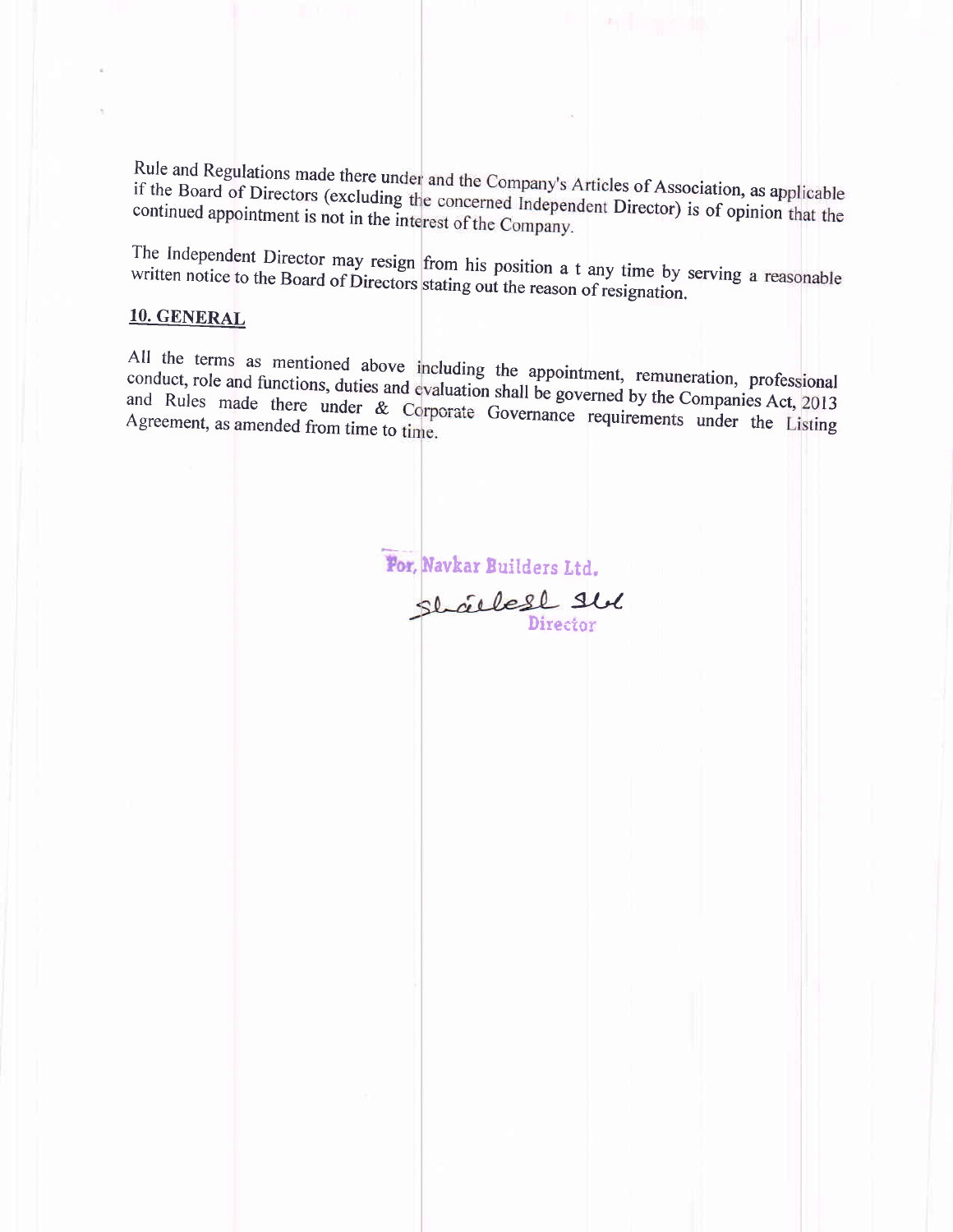Rule and Regulations made there under and the Company's Articles of Association, as applicable if the Board of Directors (excluding the concerned Independent Director) is of opinion that the continued appointment is not in the interest of the Company.

The Independent Director may resign from his position a t any time by serving a reasonable written notice to the Board of Directors stating out the reason of resignation.

## 10. GENERAL

All the terms as mentioned above including the appointment, remuneration, professional conduct, role and functions, duties and evaluation shall be governed by the Companies Act, 2013 and Rules made there under & Corporate Governance requirements under the Listing Agreement, as amended from time to time.

For, Navkar Builders Ltd.

Shailesh Shah

Director